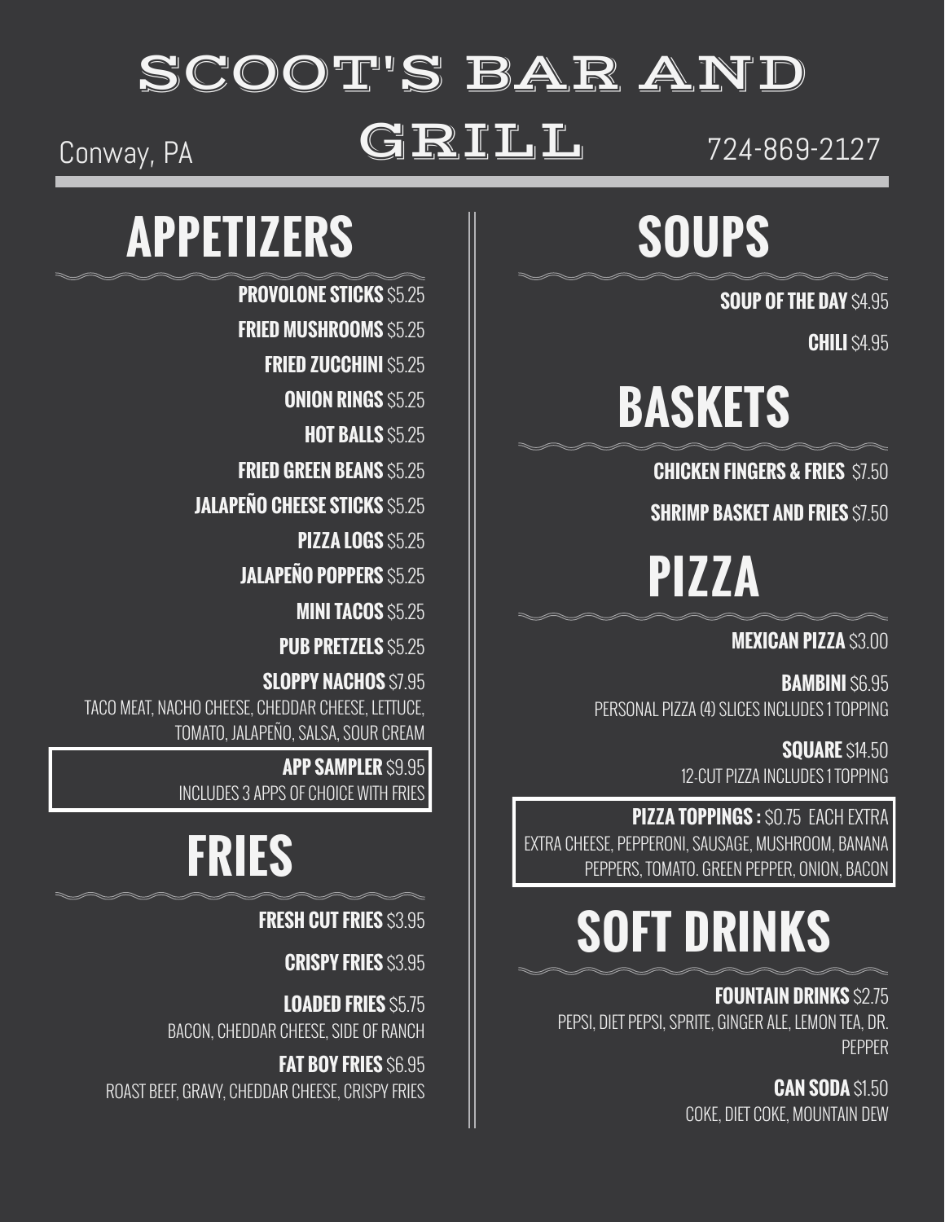# SCOOT'S BAR AND GRILL

Conway, PA

724-869-2127

## APPETIZERS

**PROVOLONE STICKS** $5.25

**FRIED MUSHROOMS** $5.25

**FRIED ZUCCHINI** $5.25

**ONION RINGS** $5.25

**HOT BALLS** $5.25

**FRIED GREEN BEANS** $5.25

**JALAPEÑO CHEESE STICKS** $5.25

**PIZZA LOGS** $5.25

**JALAPEÑO POPPERS** $5.25

**MINI TACOS** $5.25

**PUB PRETZELS** $5.25

**SLOPPY NACHOS** $7.95
TACO MEAT, NACHO CHEESE, CHEDDAR CHEESE, LETTUCE, TOMATO, JALAPEÑO, SALSA, SOUR CREAM

**APP SAMPLER** $9.95
INCLUDES 3 APPS OF CHOICE WITH FRIES

## FRIES

**FRESH CUT FRIES** $3.95

**CRISPY FRIES** $3.95

**LOADED FRIES** $5.75
BACON, CHEDDAR CHEESE, SIDE OF RANCH

**FAT BOY FRIES** $6.95
ROAST BEEF, GRAVY, CHEDDAR CHEESE, CRISPY FRIES

## SOUPS

**SOUP OF THE DAY** $4.95

**CHILI** $4.95

## BASKETS

**CHICKEN FINGERS & FRIES** $7.50

**SHRIMP BASKET AND FRIES** $7.50

## PIZZA

**MEXICAN PIZZA** $3.00

**BAMBINI** $6.95
PERSONAL PIZZA (4) SLICES INCLUDES 1 TOPPING

**SQUARE** $14.50
12-CUT PIZZA INCLUDES 1 TOPPING

**PIZZA TOPPINGS :** $0.75 EACH EXTRA
EXTRA CHEESE, PEPPERONI, SAUSAGE, MUSHROOM, BANANA PEPPERS, TOMATO. GREEN PEPPER, ONION, BACON

## SOFT DRINKS

**FOUNTAIN DRINKS** $2.75
PEPSI, DIET PEPSI, SPRITE, GINGER ALE, LEMON TEA, DR. PEPPER

**CAN SODA** $1.50
COKE, DIET COKE, MOUNTAIN DEW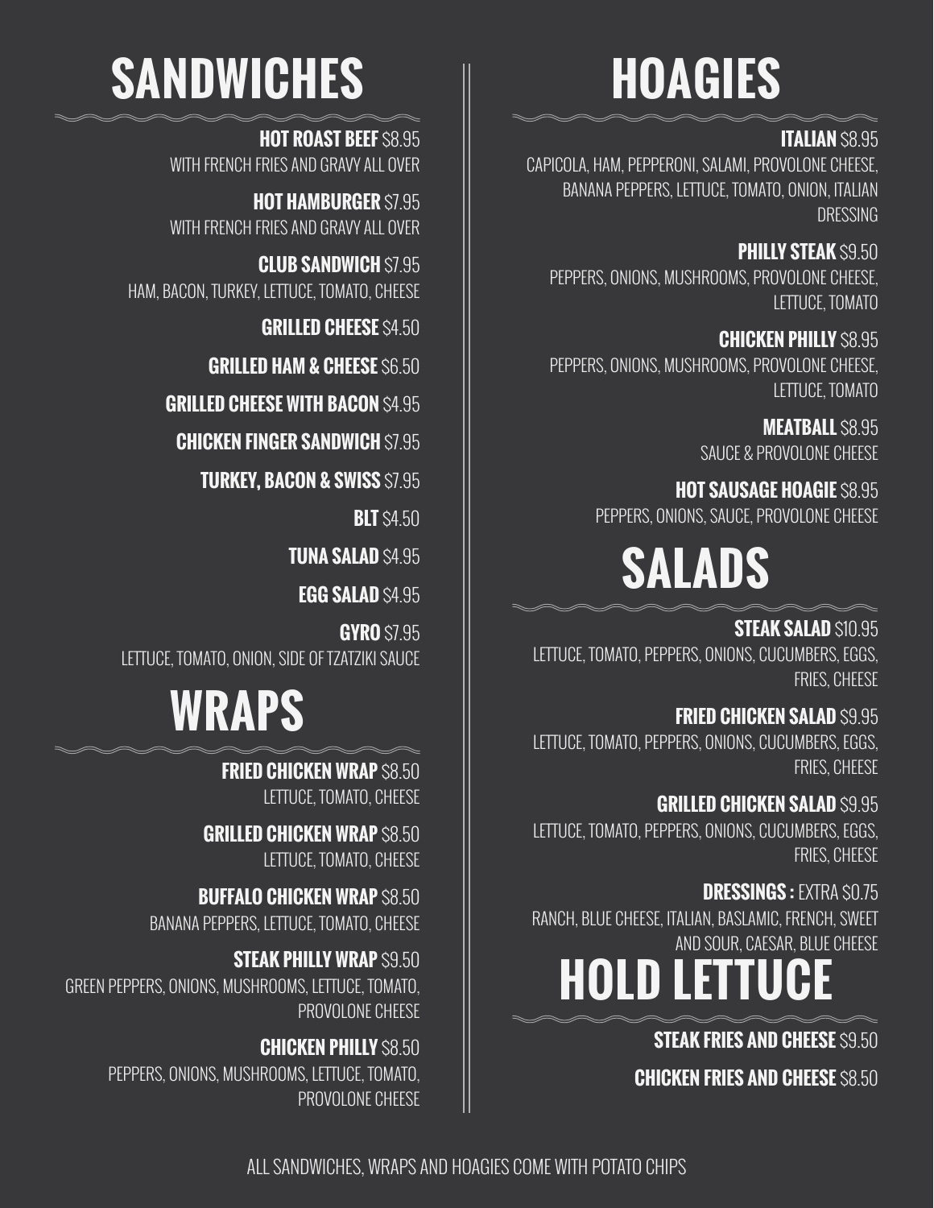# SANDWICHES

**HOT ROAST BEEF** $8.95
WITH FRENCH FRIES AND GRAVY ALL OVER

**HOT HAMBURGER** $7.95
WITH FRENCH FRIES AND GRAVY ALL OVER

**CLUB SANDWICH** $7.95
HAM, BACON, TURKEY, LETTUCE, TOMATO, CHEESE

**GRILLED CHEESE** $4.50

**GRILLED HAM & CHEESE** $6.50

**GRILLED CHEESE WITH BACON** $4.95

**CHICKEN FINGER SANDWICH** $7.95

**TURKEY, BACON & SWISS** $7.95

**BLT** $4.50

**TUNA SALAD** $4.95

**EGG SALAD** $4.95

**GYRO** $7.95
LETTUCE, TOMATO, ONION, SIDE OF TZATZIKI SAUCE

# WRAPS

**FRIED CHICKEN WRAP** $8.50
LETTUCE, TOMATO, CHEESE

**GRILLED CHICKEN WRAP** $8.50
LETTUCE, TOMATO, CHEESE

**BUFFALO CHICKEN WRAP** $8.50
BANANA PEPPERS, LETTUCE, TOMATO, CHEESE

**STEAK PHILLY WRAP** $9.50
GREEN PEPPERS, ONIONS, MUSHROOMS, LETTUCE, TOMATO, PROVOLONE CHEESE

**CHICKEN PHILLY** $8.50
PEPPERS, ONIONS, MUSHROOMS, LETTUCE, TOMATO, PROVOLONE CHEESE

# HOAGIES

**ITALIAN** $8.95
CAPICOLA, HAM, PEPPERONI, SALAMI, PROVOLONE CHEESE, BANANA PEPPERS, LETTUCE, TOMATO, ONION, ITALIAN DRESSING

**PHILLY STEAK** $9.50
PEPPERS, ONIONS, MUSHROOMS, PROVOLONE CHEESE, LETTUCE, TOMATO

**CHICKEN PHILLY** $8.95
PEPPERS, ONIONS, MUSHROOMS, PROVOLONE CHEESE, LETTUCE, TOMATO

**MEATBALL** $8.95
SAUCE & PROVOLONE CHEESE

**HOT SAUSAGE HOAGIE** $8.95
PEPPERS, ONIONS, SAUCE, PROVOLONE CHEESE

# SALADS

**STEAK SALAD** $10.95
LETTUCE, TOMATO, PEPPERS, ONIONS, CUCUMBERS, EGGS, FRIES, CHEESE

**FRIED CHICKEN SALAD** $9.95
LETTUCE, TOMATO, PEPPERS, ONIONS, CUCUMBERS, EGGS, FRIES, CHEESE

**GRILLED CHICKEN SALAD** $9.95
LETTUCE, TOMATO, PEPPERS, ONIONS, CUCUMBERS, EGGS, FRIES, CHEESE

**DRESSINGS :** EXTRA $0.75
RANCH, BLUE CHEESE, ITALIAN, BASLAMIC, FRENCH, SWEET AND SOUR, CAESAR, BLUE CHEESE

# HOLD LETTUCE

**STEAK FRIES AND CHEESE** $9.50

**CHICKEN FRIES AND CHEESE** $8.50

ALL SANDWICHES, WRAPS AND HOAGIES COME WITH POTATO CHIPS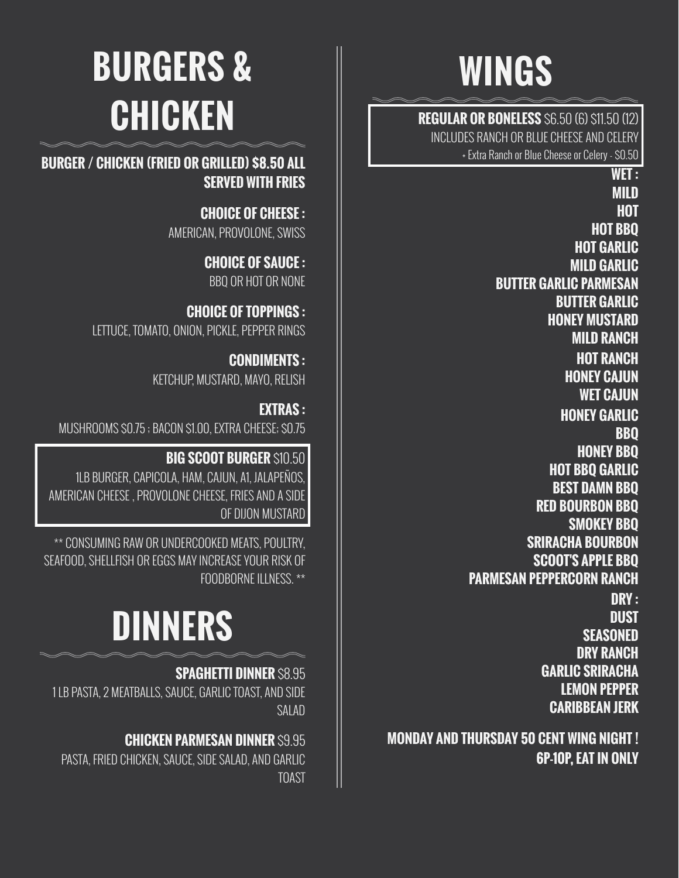# BURGERS & CHICKEN

**BURGER / CHICKEN (FRIED OR GRILLED) $8.50 ALL SERVED WITH FRIES**

**CHOICE OF CHEESE :**
AMERICAN, PROVOLONE, SWISS

**CHOICE OF SAUCE :**
BBQ OR HOT OR NONE

**CHOICE OF TOPPINGS :**
LETTUCE, TOMATO, ONION, PICKLE, PEPPER RINGS

**CONDIMENTS :**
KETCHUP, MUSTARD, MAYO, RELISH

**EXTRAS :**
MUSHROOMS $0.75 ; BACON $1.00, EXTRA CHEESE: $0.75

**BIG SCOOT BURGER** $10.50
1LB BURGER, CAPICOLA, HAM, CAJUN, A1, JALAPEÑOS, AMERICAN CHEESE , PROVOLONE CHEESE, FRIES AND A SIDE OF DIJON MUSTARD

** CONSUMING RAW OR UNDERCOOKED MEATS, POULTRY, SEAFOOD, SHELLFISH OR EGGS MAY INCREASE YOUR RISK OF FOODBORNE ILLNESS. **

# DINNERS

**SPAGHETTI DINNER** $8.95
1 LB PASTA, 2 MEATBALLS, SAUCE, GARLIC TOAST, AND SIDE SALAD

**CHICKEN PARMESAN DINNER** $9.95
PASTA, FRIED CHICKEN, SAUCE, SIDE SALAD, AND GARLIC TOAST

# WINGS

**REGULAR OR BONELESS** $6.50 (6) $11.50 (12)
INCLUDES RANCH OR BLUE CHEESE AND CELERY
+ Extra Ranch or Blue Cheese or Celery - $0.50

**WET :**
**MILD**
**HOT**
**HOT BBQ**
**HOT GARLIC**
**MILD GARLIC**
**BUTTER GARLIC PARMESAN**
**BUTTER GARLIC**
**HONEY MUSTARD**
**MILD RANCH**
**HOT RANCH**
**HONEY CAJUN**
**WET CAJUN**
**HONEY GARLIC**
**BBQ**
**HONEY BBQ**
**HOT BBQ GARLIC**
**BEST DAMN BBQ**
**RED BOURBON BBQ**
**SMOKEY BBQ**
**SRIRACHA BOURBON**
**SCOOT'S APPLE BBQ**
**PARMESAN PEPPERCORN RANCH**

**DRY :**
**DUST**
**SEASONED**
**DRY RANCH**
**GARLIC SRIRACHA**
**LEMON PEPPER**
**CARIBBEAN JERK**

**MONDAY AND THURSDAY 50 CENT WING NIGHT !**
**6P-10P, EAT IN ONLY**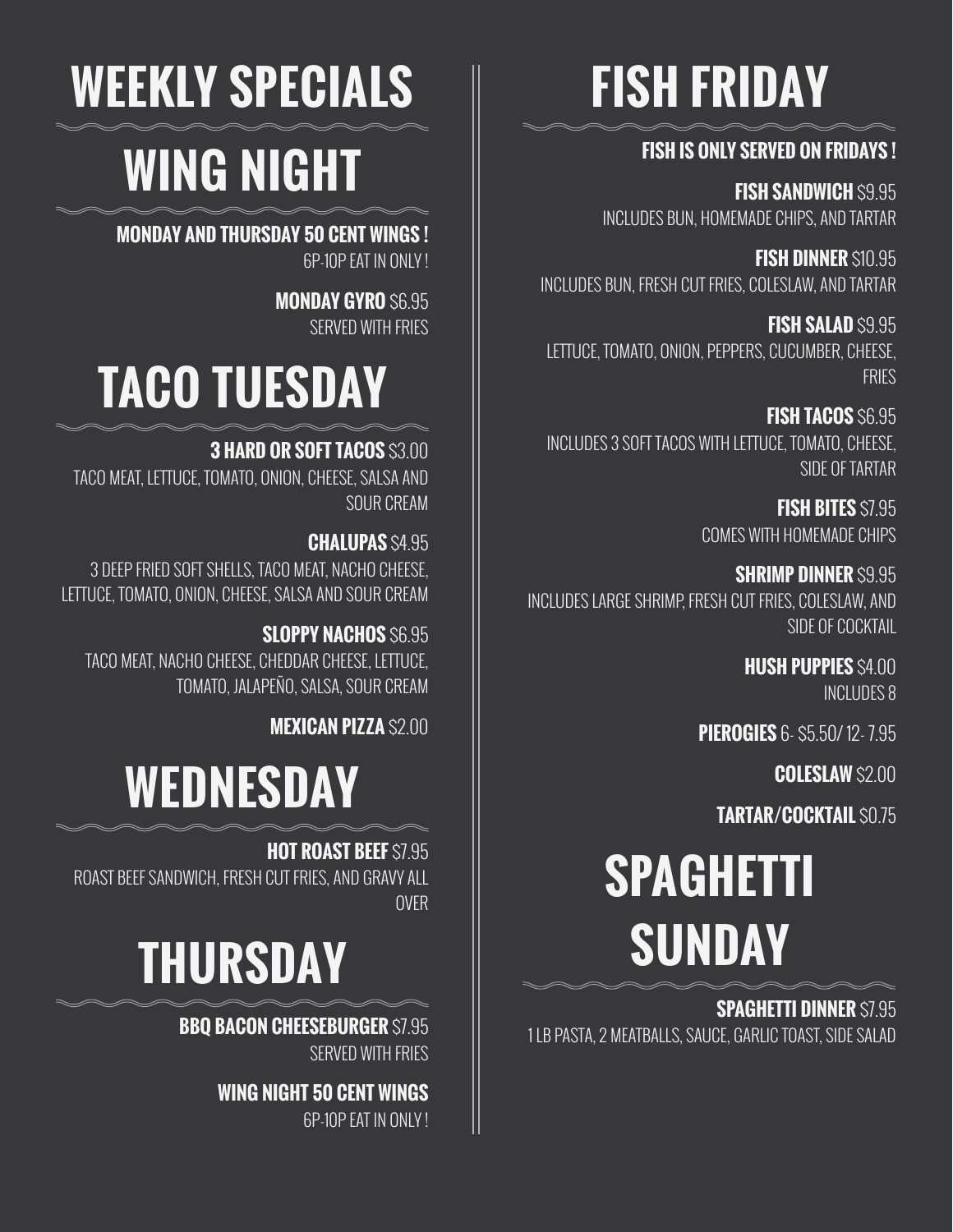# WEEKLY SPECIALS

## WING NIGHT

**MONDAY AND THURSDAY 50 CENT WINGS !**
6P-10P EAT IN ONLY !

**MONDAY GYRO** $6.95
SERVED WITH FRIES

## TACO TUESDAY

**3 HARD OR SOFT TACOS** $3.00
TACO MEAT, LETTUCE, TOMATO, ONION, CHEESE, SALSA AND SOUR CREAM

**CHALUPAS** $4.95
3 DEEP FRIED SOFT SHELLS, TACO MEAT, NACHO CHEESE, LETTUCE, TOMATO, ONION, CHEESE, SALSA AND SOUR CREAM

**SLOPPY NACHOS** $6.95
TACO MEAT, NACHO CHEESE, CHEDDAR CHEESE, LETTUCE, TOMATO, JALAPEÑO, SALSA, SOUR CREAM

**MEXICAN PIZZA** $2.00

## WEDNESDAY

**HOT ROAST BEEF** $7.95
ROAST BEEF SANDWICH, FRESH CUT FRIES, AND GRAVY ALL OVER

## THURSDAY

**BBQ BACON CHEESEBURGER** $7.95
SERVED WITH FRIES

**WING NIGHT 50 CENT WINGS**
6P-10P EAT IN ONLY !

# FISH FRIDAY

**FISH IS ONLY SERVED ON FRIDAYS !**

**FISH SANDWICH** $9.95
INCLUDES BUN, HOMEMADE CHIPS, AND TARTAR

**FISH DINNER** $10.95
INCLUDES BUN, FRESH CUT FRIES, COLESLAW, AND TARTAR

**FISH SALAD** $9.95
LETTUCE, TOMATO, ONION, PEPPERS, CUCUMBER, CHEESE, FRIES

**FISH TACOS** $6.95
INCLUDES 3 SOFT TACOS WITH LETTUCE, TOMATO, CHEESE, SIDE OF TARTAR

**FISH BITES** $7.95
COMES WITH HOMEMADE CHIPS

**SHRIMP DINNER** $9.95
INCLUDES LARGE SHRIMP, FRESH CUT FRIES, COLESLAW, AND SIDE OF COCKTAIL

**HUSH PUPPIES** $4.00
INCLUDES 8

**PIEROGIES** 6- $5.50/ 12- 7.95

**COLESLAW** $2.00

**TARTAR/COCKTAIL** $0.75

# SPAGHETTI SUNDAY

**SPAGHETTI DINNER** $7.95
1 LB PASTA, 2 MEATBALLS, SAUCE, GARLIC TOAST, SIDE SALAD